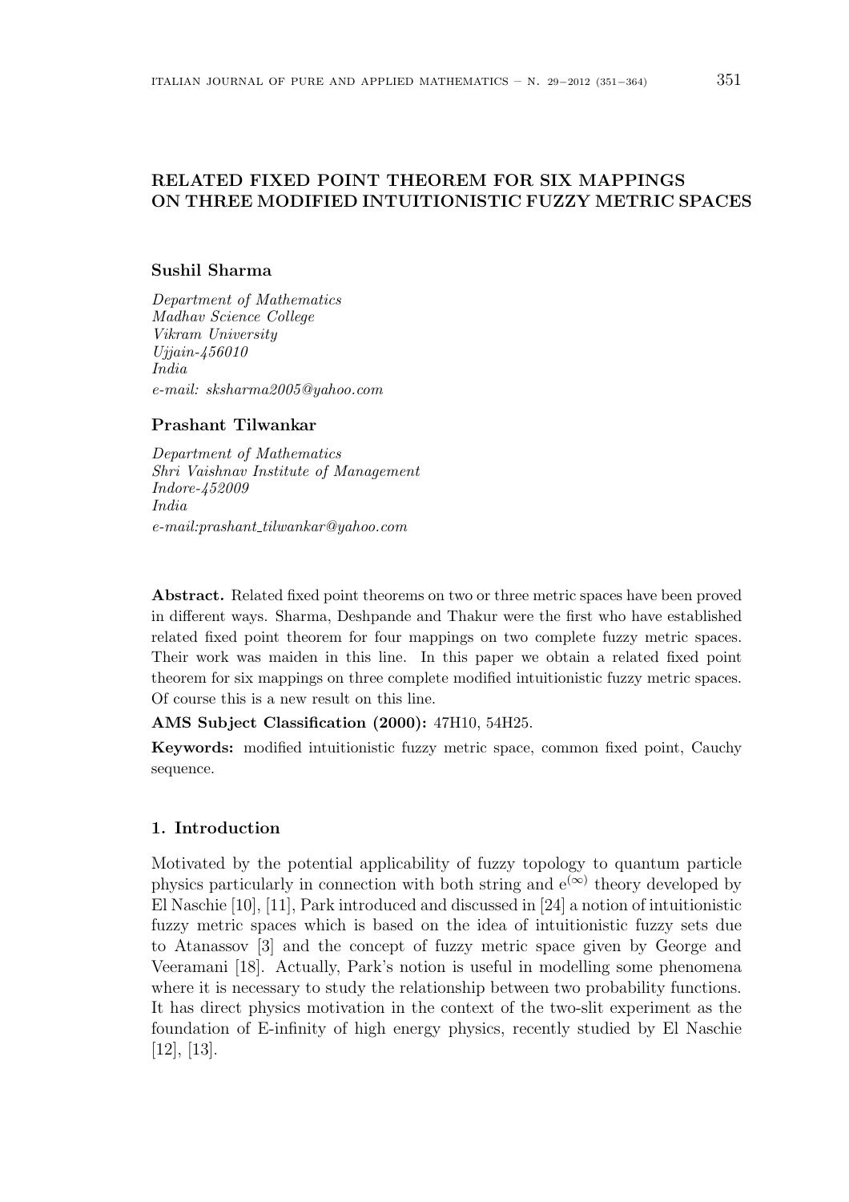# RELATED FIXED POINT THEOREM FOR SIX MAPPINGS ON THREE MODIFIED INTUITIONISTIC FUZZY METRIC SPACES

**Sushil Sharma**

*Department of Mathematics*
*Madhav Science College*
*Vikram University*
*Ujjain-456010*
*India*
*e-mail: sksharma2005@yahoo.com*

**Prashant Tilwankar**

*Department of Mathematics*
*Shri Vaishnav Institute of Management*
*Indore-452009*
*India*
*e-mail:prashant_tilwankar@yahoo.com*

**Abstract.** Related fixed point theorems on two or three metric spaces have been proved in different ways. Sharma, Deshpande and Thakur were the first who have established related fixed point theorem for four mappings on two complete fuzzy metric spaces. Their work was maiden in this line. In this paper we obtain a related fixed point theorem for six mappings on three complete modified intuitionistic fuzzy metric spaces. Of course this is a new result on this line.

**AMS Subject Classification (2000):** 47H10, 54H25.

**Keywords:** modified intuitionistic fuzzy metric space, common fixed point, Cauchy sequence.

## 1. Introduction

Motivated by the potential applicability of fuzzy topology to quantum particle physics particularly in connection with both string and $e^{(\infty)}$ theory developed by El Naschie [10], [11], Park introduced and discussed in [24] a notion of intuitionistic fuzzy metric spaces which is based on the idea of intuitionistic fuzzy sets due to Atanassov [3] and the concept of fuzzy metric space given by George and Veeramani [18]. Actually, Park's notion is useful in modelling some phenomena where it is necessary to study the relationship between two probability functions. It has direct physics motivation in the context of the two-slit experiment as the foundation of E-infinity of high energy physics, recently studied by El Naschie [12], [13].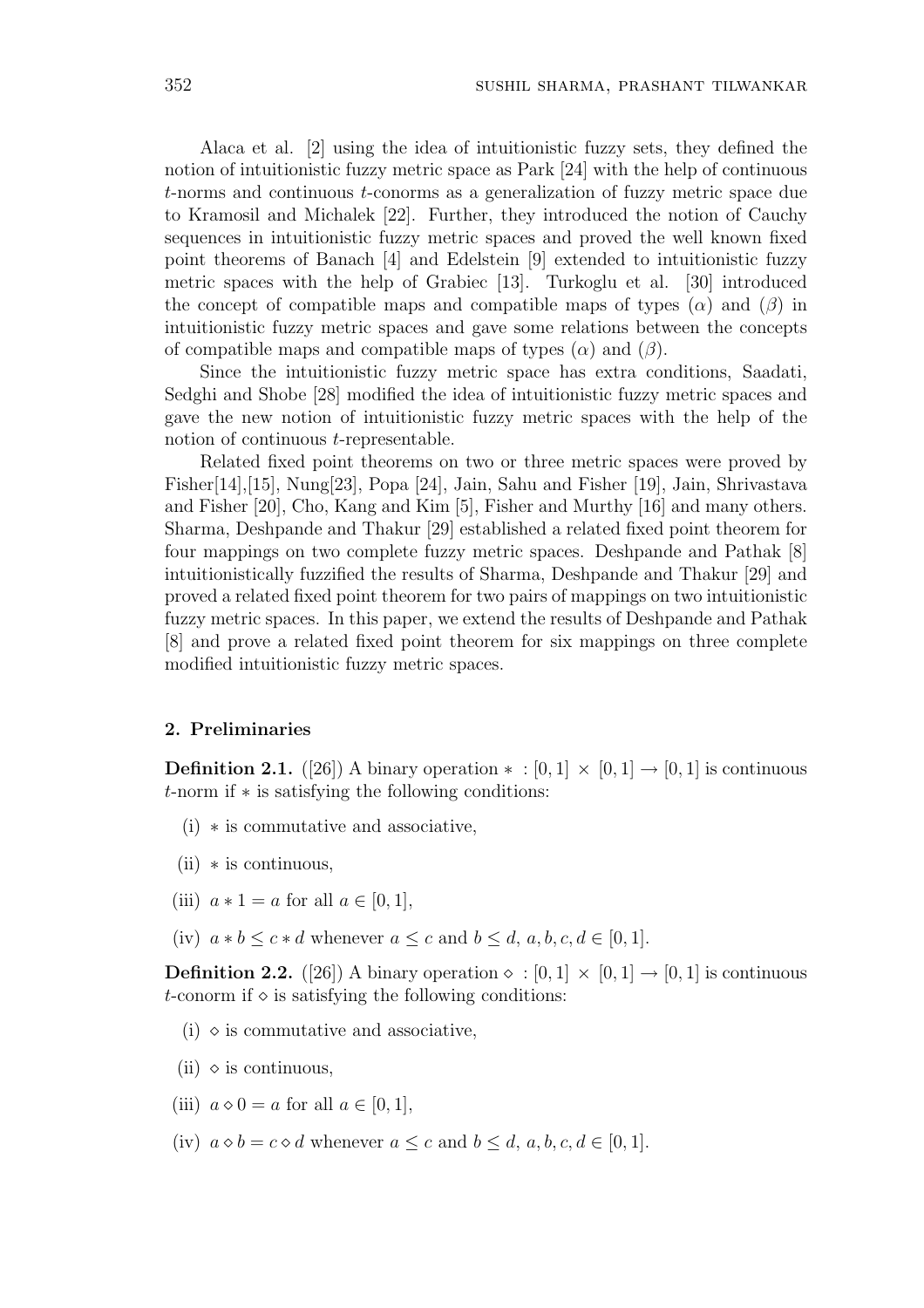Alaca et al. [2] using the idea of intuitionistic fuzzy sets, they defined the notion of intuitionistic fuzzy metric space as Park [24] with the help of continuous $t$-norms and continuous $t$-conorms as a generalization of fuzzy metric space due to Kramosil and Michalek [22]. Further, they introduced the notion of Cauchy sequences in intuitionistic fuzzy metric spaces and proved the well known fixed point theorems of Banach [4] and Edelstein [9] extended to intuitionistic fuzzy metric spaces with the help of Grabiec [13]. Turkoglu et al. [30] introduced the concept of compatible maps and compatible maps of types ($\alpha$) and ($\beta$) in intuitionistic fuzzy metric spaces and gave some relations between the concepts of compatible maps and compatible maps of types ($\alpha$) and ($\beta$).

Since the intuitionistic fuzzy metric space has extra conditions, Saadati, Sedghi and Shobe [28] modified the idea of intuitionistic fuzzy metric spaces and gave the new notion of intuitionistic fuzzy metric spaces with the help of the notion of continuous $t$-representable.

Related fixed point theorems on two or three metric spaces were proved by Fisher[14],[15], Nung[23], Popa [24], Jain, Sahu and Fisher [19], Jain, Shrivastava and Fisher [20], Cho, Kang and Kim [5], Fisher and Murthy [16] and many others. Sharma, Deshpande and Thakur [29] established a related fixed point theorem for four mappings on two complete fuzzy metric spaces. Deshpande and Pathak [8] intuitionistically fuzzified the results of Sharma, Deshpande and Thakur [29] and proved a related fixed point theorem for two pairs of mappings on two intuitionistic fuzzy metric spaces. In this paper, we extend the results of Deshpande and Pathak [8] and prove a related fixed point theorem for six mappings on three complete modified intuitionistic fuzzy metric spaces.

## 2. Preliminaries

**Definition 2.1.** ([26]) A binary operation $* : [0,1] \times [0,1] \to [0,1]$ is continuous $t$-norm if $*$ is satisfying the following conditions:

(i) $*$ is commutative and associative,

(ii) $*$ is continuous,

(iii) $a * 1 = a$ for all $a \in [0,1]$,

(iv) $a * b \leq c * d$ whenever $a \leq c$ and $b \leq d$, $a, b, c, d \in [0,1]$.

**Definition 2.2.** ([26]) A binary operation $\diamond : [0,1] \times [0,1] \to [0,1]$ is continuous $t$-conorm if $\diamond$ is satisfying the following conditions:

(i) $\diamond$ is commutative and associative,

(ii) $\diamond$ is continuous,

(iii) $a \diamond 0 = a$ for all $a \in [0,1]$,

(iv) $a \diamond b = c \diamond d$ whenever $a \leq c$ and $b \leq d$, $a, b, c, d \in [0,1]$.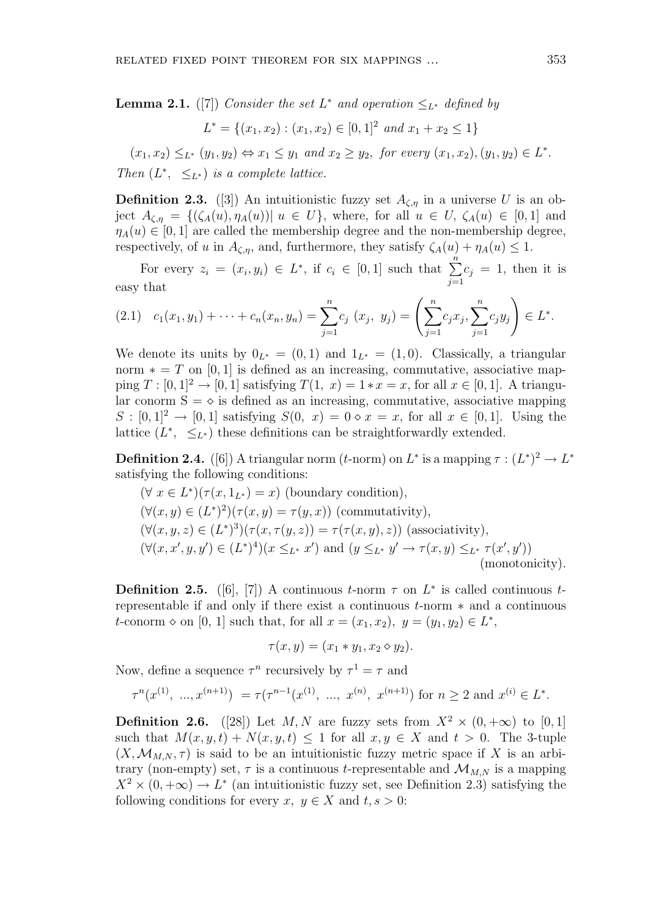**Lemma 2.1.** ([7]) *Consider the set $L^*$ and operation $\leq_{L^*}$ defined by*

$$L^* = \{(x_1, x_2) : (x_1, x_2) \in [0,1]^2 \text{ and } x_1 + x_2 \leq 1\}$$

$$(x_1, x_2) \leq_{L^*} (y_1, y_2) \Leftrightarrow x_1 \leq y_1 \text{ and } x_2 \geq y_2, \text{ for every } (x_1, x_2), (y_1, y_2) \in L^*.$$

*Then $(L^*, \ \leq_{L^*})$ is a complete lattice.*

**Definition 2.3.** ([3]) An intuitionistic fuzzy set $A_{\zeta,\eta}$ in a universe $U$ is an object $A_{\zeta,\eta} = \{(\zeta_A(u), \eta_A(u)) | \ u \in U\}$, where, for all $u \in U$, $\zeta_A(u) \in [0,1]$ and $\eta_A(u) \in [0,1]$ are called the membership degree and the non-membership degree, respectively, of $u$ in $A_{\zeta,\eta}$, and, furthermore, they satisfy $\zeta_A(u) + \eta_A(u) \leq 1$.

For every $z_i = (x_i, y_i) \in L^*$, if $c_i \in [0,1]$ such that $\sum\limits_{j=1}^{n} c_j = 1$, then it is easy that

$$c_1(x_1, y_1) + \cdots + c_n(x_n, y_n) = \sum_{j=1}^{n} c_j \ (x_j, \ y_j) = \left( \sum_{j=1}^{n} c_j x_j, \sum_{j=1}^{n} c_j y_j \right) \in L^*. \tag{2.1}$$

We denote its units by $0_{L^*} = (0,1)$ and $1_{L^*} = (1,0)$. Classically, a triangular norm $* = T$ on $[0,1]$ is defined as an increasing, commutative, associative mapping $T : [0,1]^2 \to [0,1]$ satisfying $T(1, \ x) = 1 * x = x$, for all $x \in [0,1]$. A triangular conorm $S = \diamond$ is defined as an increasing, commutative, associative mapping $S : [0,1]^2 \to [0,1]$ satisfying $S(0, \ x) = 0 \diamond x = x$, for all $x \in [0,1]$. Using the lattice $(L^*, \ \leq_{L^*})$ these definitions can be straightforwardly extended.

**Definition 2.4.** ([6]) A triangular norm ($t$-norm) on $L^*$ is a mapping $\tau : (L^*)^2 \to L^*$ satisfying the following conditions:

$(\forall \ x \in L^*)(\tau(x, 1_{L^*}) = x)$ (boundary condition),

$(\forall (x, y) \in (L^*)^2)(\tau(x, y) = \tau(y, x))$ (commutativity),

$(\forall (x, y, z) \in (L^*)^3)(\tau(x, \tau(y, z)) = \tau(\tau(x, y), z))$ (associativity),

$(\forall (x, x', y, y') \in (L^*)^4)(x \leq_{L^*} x')$ and $(y \leq_{L^*} y' \to \tau(x, y) \leq_{L^*} \tau(x', y'))$ (monotonicity).

**Definition 2.5.** ([6], [7]) A continuous $t$-norm $\tau$ on $L^*$ is called continuous $t$-representable if and only if there exist a continuous $t$-norm $*$ and a continuous $t$-conorm $\diamond$ on $[0, 1]$ such that, for all $x = (x_1, x_2), \ y = (y_1, y_2) \in L^*$,

$$\tau(x, y) = (x_1 * y_1, x_2 \diamond y_2).$$

Now, define a sequence $\tau^n$ recursively by $\tau^1 = \tau$ and

$$\tau^n(x^{(1)}, \ ..., x^{(n+1)}) \ = \tau(\tau^{n-1}(x^{(1)}, \ ..., \ x^{(n)}, \ x^{(n+1)}) \text{ for } n \geq 2 \text{ and } x^{(i)} \in L^*.$$

**Definition 2.6.** ([28]) Let $M, N$ are fuzzy sets from $X^2 \times (0, +\infty)$ to $[0,1]$ such that $M(x, y, t) + N(x, y, t) \leq 1$ for all $x, y \in X$ and $t > 0$. The 3-tuple $(X, \mathcal{M}_{M,N}, \tau)$ is said to be an intuitionistic fuzzy metric space if $X$ is an arbitrary (non-empty) set, $\tau$ is a continuous $t$-representable and $\mathcal{M}_{M,N}$ is a mapping $X^2 \times (0, +\infty) \to L^*$ (an intuitionistic fuzzy set, see Definition 2.3) satisfying the following conditions for every $x, \ y \in X$ and $t, s > 0$: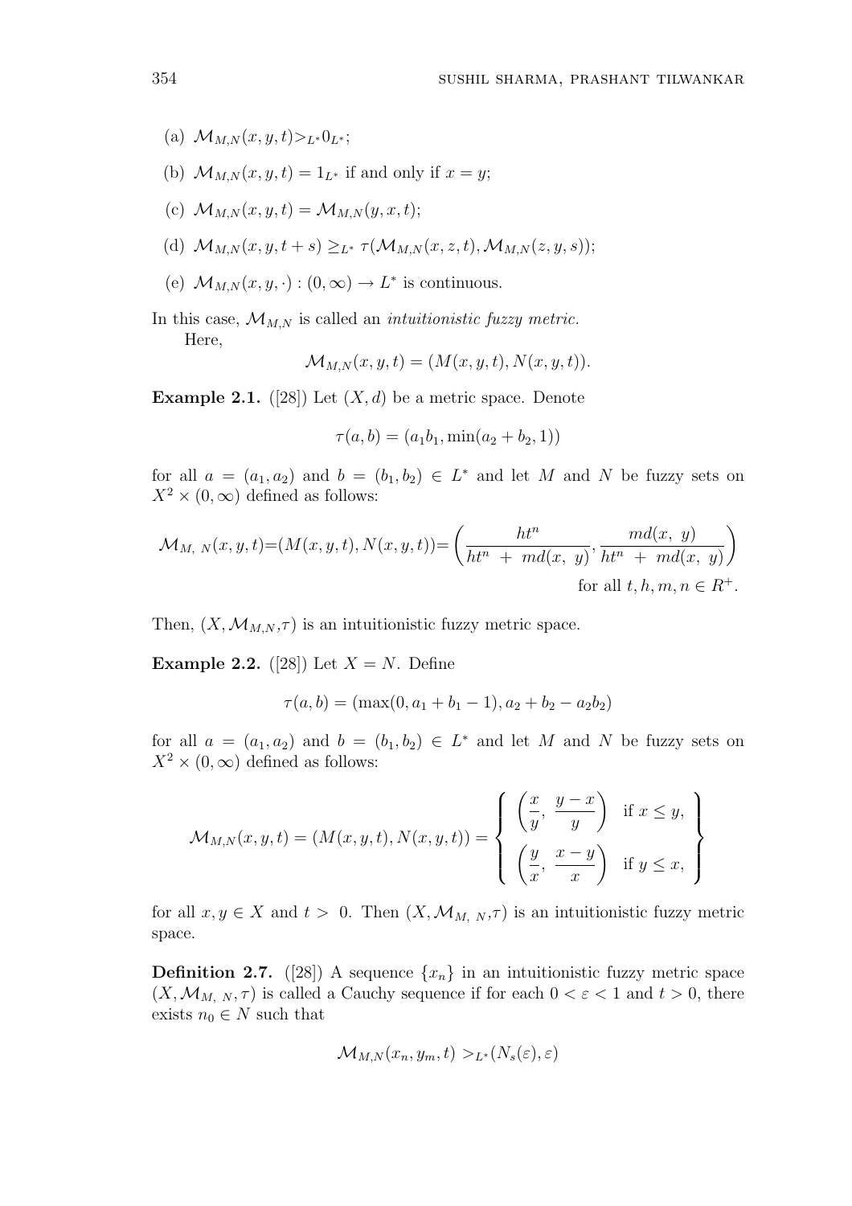(a) $\mathcal{M}_{M,N}(x,y,t) >_{L^*} 0_{L^*}$;

(b) $\mathcal{M}_{M,N}(x,y,t) = 1_{L^*}$ if and only if $x = y$;

(c) $\mathcal{M}_{M,N}(x,y,t) = \mathcal{M}_{M,N}(y,x,t)$;

(d) $\mathcal{M}_{M,N}(x,y,t+s) \geq_{L^*} \tau(\mathcal{M}_{M,N}(x,z,t), \mathcal{M}_{M,N}(z,y,s))$;

(e) $\mathcal{M}_{M,N}(x,y,\cdot) : (0,\infty) \to L^*$ is continuous.

In this case, $\mathcal{M}_{M,N}$ is called an *intuitionistic fuzzy metric*.

Here,

$$\mathcal{M}_{M,N}(x,y,t) = (M(x,y,t), N(x,y,t)).$$

**Example 2.1.** ([28]) Let $(X,d)$ be a metric space. Denote

$$\tau(a,b) = (a_1 b_1, \min(a_2 + b_2, 1))$$

for all $a = (a_1, a_2)$ and $b = (b_1, b_2) \in L^*$ and let $M$ and $N$ be fuzzy sets on $X^2 \times (0,\infty)$ defined as follows:

$$\mathcal{M}_{M,\ N}(x,y,t) = (M(x,y,t), N(x,y,t)) = \left( \frac{ht^n}{ht^n \ + \ md(x,\ y)}, \frac{md(x,\ y)}{ht^n \ + \ md(x,\ y)} \right)$$

for all $t, h, m, n \in R^+$.

Then, $(X, \mathcal{M}_{M,N}, \tau)$ is an intuitionistic fuzzy metric space.

**Example 2.2.** ([28]) Let $X = N$. Define

$$\tau(a,b) = (\max(0, a_1 + b_1 - 1), a_2 + b_2 - a_2 b_2)$$

for all $a = (a_1, a_2)$ and $b = (b_1, b_2) \in L^*$ and let $M$ and $N$ be fuzzy sets on $X^2 \times (0,\infty)$ defined as follows:

$$\mathcal{M}_{M,N}(x,y,t) = (M(x,y,t), N(x,y,t)) = \left\{ \begin{array}{ll} \left( \dfrac{x}{y}, \ \dfrac{y-x}{y} \right) & \text{if } x \leq y, \\ \left( \dfrac{y}{x}, \ \dfrac{x-y}{x} \right) & \text{if } y \leq x, \end{array} \right\}$$

for all $x, y \in X$ and $t > \ 0$. Then $(X, \mathcal{M}_{M,\ N}, \tau)$ is an intuitionistic fuzzy metric space.

**Definition 2.7.** ([28]) A sequence $\{x_n\}$ in an intuitionistic fuzzy metric space $(X, \mathcal{M}_{M,\ N}, \tau)$ is called a Cauchy sequence if for each $0 < \varepsilon < 1$ and $t > 0$, there exists $n_0 \in N$ such that

$$\mathcal{M}_{M,N}(x_n, y_m, t) >_{L^*} (N_s(\varepsilon), \varepsilon)$$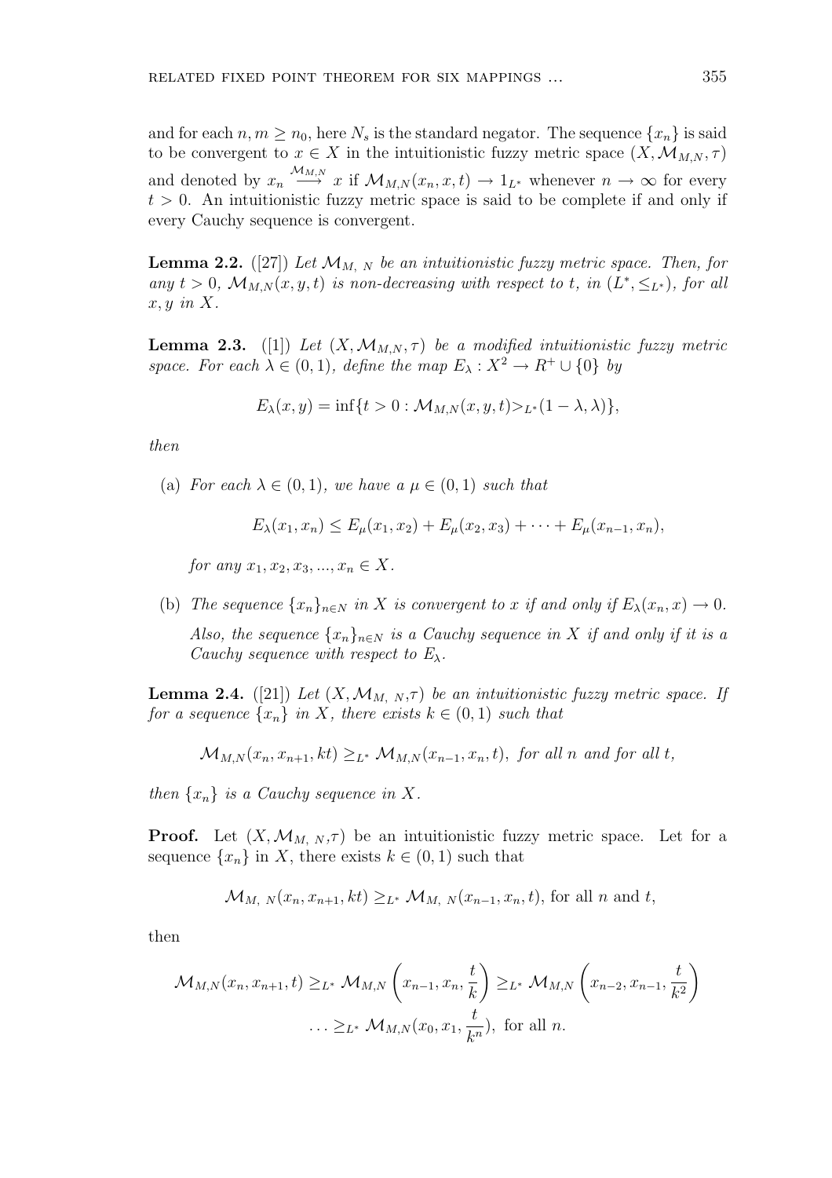and for each $n, m \geq n_0$, here $N_s$ is the standard negator. The sequence $\{x_n\}$ is said to be convergent to $x \in X$ in the intuitionistic fuzzy metric space $(X, \mathcal{M}_{M,N}, \tau)$ and denoted by $x_n \overset{\mathcal{M}_{M,N}}{\longrightarrow} x$ if $\mathcal{M}_{M,N}(x_n, x, t) \to 1_{L^*}$ whenever $n \to \infty$ for every $t > 0$. An intuitionistic fuzzy metric space is said to be complete if and only if every Cauchy sequence is convergent.

**Lemma 2.2.** ([27]) *Let $\mathcal{M}_{M,\ N}$ be an intuitionistic fuzzy metric space. Then, for any $t > 0$, $\mathcal{M}_{M,N}(x, y, t)$ is non-decreasing with respect to $t$, in $(L^*, \leq_{L^*})$, for all $x, y$ in $X$.*

**Lemma 2.3.** ([1]) *Let $(X, \mathcal{M}_{M,N}, \tau)$ be a modified intuitionistic fuzzy metric space. For each $\lambda \in (0, 1)$, define the map $E_\lambda : X^2 \to R^+ \cup \{0\}$ by*

$$E_\lambda(x, y) = \inf\{t > 0 : \mathcal{M}_{M,N}(x, y, t) >_{L^*} (1 - \lambda, \lambda)\},$$

*then*

(a) *For each $\lambda \in (0, 1)$, we have a $\mu \in (0, 1)$ such that*

$$E_\lambda(x_1, x_n) \leq E_\mu(x_1, x_2) + E_\mu(x_2, x_3) + \cdots + E_\mu(x_{n-1}, x_n),$$

*for any $x_1, x_2, x_3, ..., x_n \in X$.*

(b) *The sequence $\{x_n\}_{n \in N}$ in $X$ is convergent to $x$ if and only if $E_\lambda(x_n, x) \to 0$. Also, the sequence $\{x_n\}_{n \in N}$ is a Cauchy sequence in $X$ if and only if it is a Cauchy sequence with respect to $E_\lambda$.*

**Lemma 2.4.** ([21]) *Let $(X, \mathcal{M}_{M,\ N}, \tau)$ be an intuitionistic fuzzy metric space. If for a sequence $\{x_n\}$ in $X$, there exists $k \in (0, 1)$ such that*

$$\mathcal{M}_{M,N}(x_n, x_{n+1}, kt) \geq_{L^*} \mathcal{M}_{M,N}(x_{n-1}, x_n, t), \text{ for all } n \text{ and for all } t,$$

*then $\{x_n\}$ is a Cauchy sequence in $X$.*

**Proof.** Let $(X, \mathcal{M}_{M,\ N}, \tau)$ be an intuitionistic fuzzy metric space. Let for a sequence $\{x_n\}$ in $X$, there exists $k \in (0, 1)$ such that

$$\mathcal{M}_{M,\ N}(x_n, x_{n+1}, kt) \geq_{L^*} \mathcal{M}_{M,\ N}(x_{n-1}, x_n, t), \text{ for all } n \text{ and } t,$$

then

$$\mathcal{M}_{M,N}(x_n, x_{n+1}, t) \geq_{L^*} \mathcal{M}_{M,N}\left(x_{n-1}, x_n, \frac{t}{k}\right) \geq_{L^*} \mathcal{M}_{M,N}\left(x_{n-2}, x_{n-1}, \frac{t}{k^2}\right)$$
$$\ldots \geq_{L^*} \mathcal{M}_{M,N}(x_0, x_1, \frac{t}{k^n}), \text{ for all } n.$$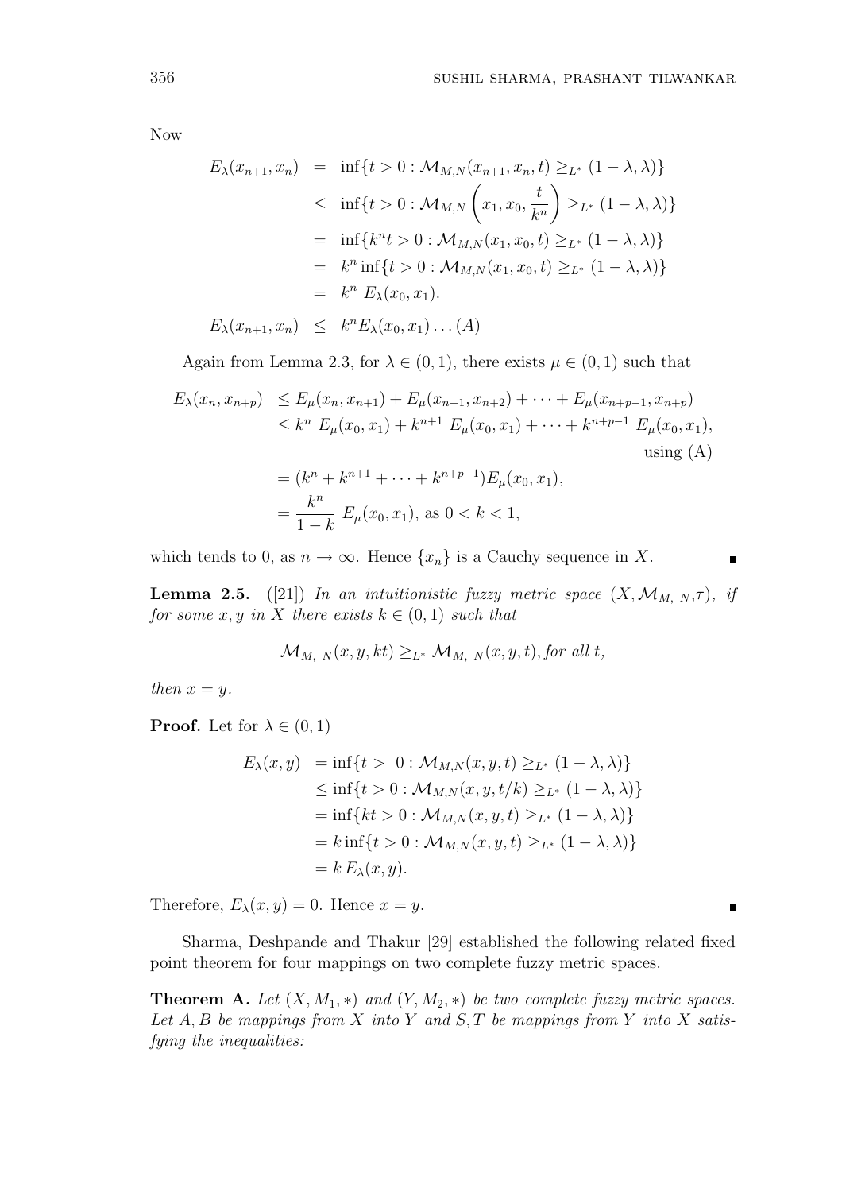Now

$$
\begin{aligned}
E_\lambda(x_{n+1}, x_n) &= \inf\{t > 0 : \mathcal{M}_{M,N}(x_{n+1}, x_n, t) \geq_{L^*} (1-\lambda, \lambda)\} \\
&\leq \inf\{t > 0 : \mathcal{M}_{M,N}\left(x_1, x_0, \frac{t}{k^n}\right) \geq_{L^*} (1-\lambda, \lambda)\} \\
&= \inf\{k^n t > 0 : \mathcal{M}_{M,N}(x_1, x_0, t) \geq_{L^*} (1-\lambda, \lambda)\} \\
&= k^n \inf\{t > 0 : \mathcal{M}_{M,N}(x_1, x_0, t) \geq_{L^*} (1-\lambda, \lambda)\} \\
&= k^n \, E_\lambda(x_0, x_1). \\
E_\lambda(x_{n+1}, x_n) &\leq k^n E_\lambda(x_0, x_1) \ldots (A)
\end{aligned}
$$

Again from Lemma 2.3, for $\lambda \in (0,1)$, there exists $\mu \in (0,1)$ such that

$$
\begin{aligned}
E_\lambda(x_n, x_{n+p}) &\leq E_\mu(x_n, x_{n+1}) + E_\mu(x_{n+1}, x_{n+2}) + \cdots + E_\mu(x_{n+p-1}, x_{n+p}) \\
&\leq k^n \, E_\mu(x_0, x_1) + k^{n+1} \, E_\mu(x_0, x_1) + \cdots + k^{n+p-1} \, E_\mu(x_0, x_1), \\
&\qquad \text{using (A)} \\
&= (k^n + k^{n+1} + \cdots + k^{n+p-1}) E_\mu(x_0, x_1), \\
&= \frac{k^n}{1-k} \, E_\mu(x_0, x_1), \text{ as } 0 < k < 1,
\end{aligned}
$$

which tends to 0, as $n \to \infty$. Hence $\{x_n\}$ is a Cauchy sequence in $X$. ∎

**Lemma 2.5.** ([21]) *In an intuitionistic fuzzy metric space $(X, \mathcal{M}_{M,\,N}, \tau)$, if for some $x, y$ in $X$ there exists $k \in (0,1)$ such that*

$$\mathcal{M}_{M,\,N}(x, y, kt) \geq_{L^*} \mathcal{M}_{M,\,N}(x, y, t), \textit{for all } t,$$

*then $x = y$.*

**Proof.** Let for $\lambda \in (0,1)$

$$
\begin{aligned}
E_\lambda(x, y) &= \inf\{t > 0 : \mathcal{M}_{M,N}(x, y, t) \geq_{L^*} (1-\lambda, \lambda)\} \\
&\leq \inf\{t > 0 : \mathcal{M}_{M,N}(x, y, t/k) \geq_{L^*} (1-\lambda, \lambda)\} \\
&= \inf\{kt > 0 : \mathcal{M}_{M,N}(x, y, t) \geq_{L^*} (1-\lambda, \lambda)\} \\
&= k \inf\{t > 0 : \mathcal{M}_{M,N}(x, y, t) \geq_{L^*} (1-\lambda, \lambda)\} \\
&= k \, E_\lambda(x, y).
\end{aligned}
$$

Therefore, $E_\lambda(x, y) = 0$. Hence $x = y$. ∎

Sharma, Deshpande and Thakur [29] established the following related fixed point theorem for four mappings on two complete fuzzy metric spaces.

**Theorem A.** *Let $(X, M_1, *)$ and $(Y, M_2, *)$ be two complete fuzzy metric spaces. Let $A, B$ be mappings from $X$ into $Y$ and $S, T$ be mappings from $Y$ into $X$ satisfying the inequalities:*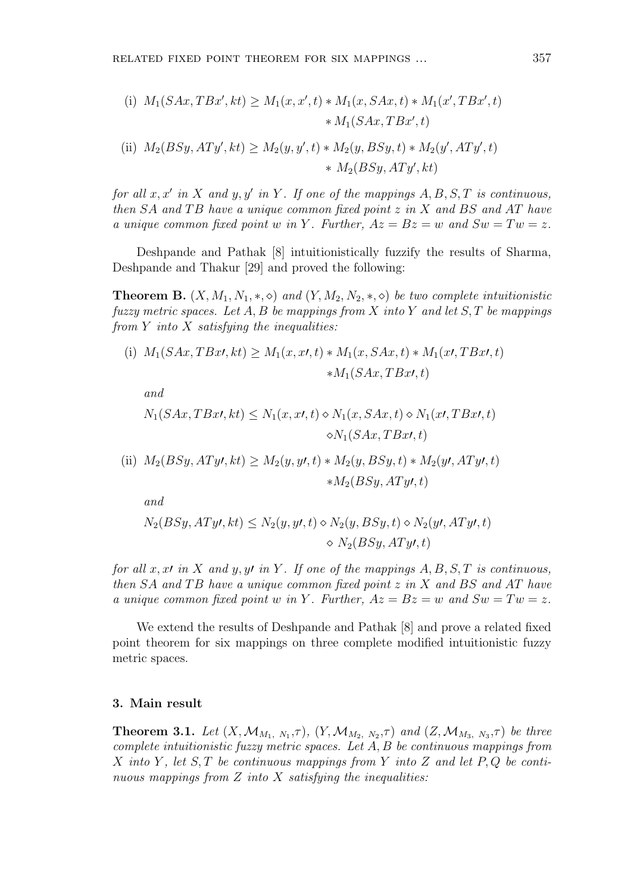(i) $M_1(SAx, TBx', kt) \geq M_1(x, x', t) * M_1(x, SAx, t) * M_1(x', TBx', t) * M_1(SAx, TBx', t)$

(ii) $M_2(BSy, ATy', kt) \geq M_2(y, y', t) * M_2(y, BSy, t) * M_2(y', ATy', t) * M_2(BSy, ATy', kt)$

*for all $x, x'$ in $X$ and $y, y'$ in $Y$. If one of the mappings $A, B, S, T$ is continuous, then $SA$ and $TB$ have a unique common fixed point $z$ in $X$ and $BS$ and $AT$ have a unique common fixed point $w$ in $Y$. Further, $Az = Bz = w$ and $Sw = Tw = z$.*

Deshpande and Pathak [8] intuitionistically fuzzify the results of Sharma, Deshpande and Thakur [29] and proved the following:

**Theorem B.** *$(X, M_1, N_1, *, \diamond)$ and $(Y, M_2, N_2, *, \diamond)$ be two complete intuitionistic fuzzy metric spaces. Let $A, B$ be mappings from $X$ into $Y$ and let $S, T$ be mappings from $Y$ into $X$ satisfying the inequalities:*

(i) $M_1(SAx, TBx\prime, kt) \geq M_1(x, x\prime, t) * M_1(x, SAx, t) * M_1(x\prime, TBx\prime, t) * M_1(SAx, TBx\prime, t)$

*and*

$N_1(SAx, TBx\prime, kt) \leq N_1(x, x\prime, t) \diamond N_1(x, SAx, t) \diamond N_1(x\prime, TBx\prime, t) \diamond N_1(SAx, TBx\prime, t)$

(ii) $M_2(BSy, ATy\prime, kt) \geq M_2(y, y\prime, t) * M_2(y, BSy, t) * M_2(y\prime, ATy\prime, t) * M_2(BSy, ATy\prime, t)$

*and*

$N_2(BSy, ATy\prime, kt) \leq N_2(y, y\prime, t) \diamond N_2(y, BSy, t) \diamond N_2(y\prime, ATy\prime, t) \diamond N_2(BSy, ATy\prime, t)$

*for all $x, x\prime$ in $X$ and $y, y\prime$ in $Y$. If one of the mappings $A, B, S, T$ is continuous, then $SA$ and $TB$ have a unique common fixed point $z$ in $X$ and $BS$ and $AT$ have a unique common fixed point $w$ in $Y$. Further, $Az = Bz = w$ and $Sw = Tw = z$.*

We extend the results of Deshpande and Pathak [8] and prove a related fixed point theorem for six mappings on three complete modified intuitionistic fuzzy metric spaces.

## 3. Main result

**Theorem 3.1.** *Let $(X, \mathcal{M}_{M_1,\ N_1}, \tau)$, $(Y, \mathcal{M}_{M_2,\ N_2}, \tau)$ and $(Z, \mathcal{M}_{M_3,\ N_3}, \tau)$ be three complete intuitionistic fuzzy metric spaces. Let $A, B$ be continuous mappings from $X$ into $Y$, let $S, T$ be continuous mappings from $Y$ into $Z$ and let $P, Q$ be continuous mappings from $Z$ into $X$ satisfying the inequalities:*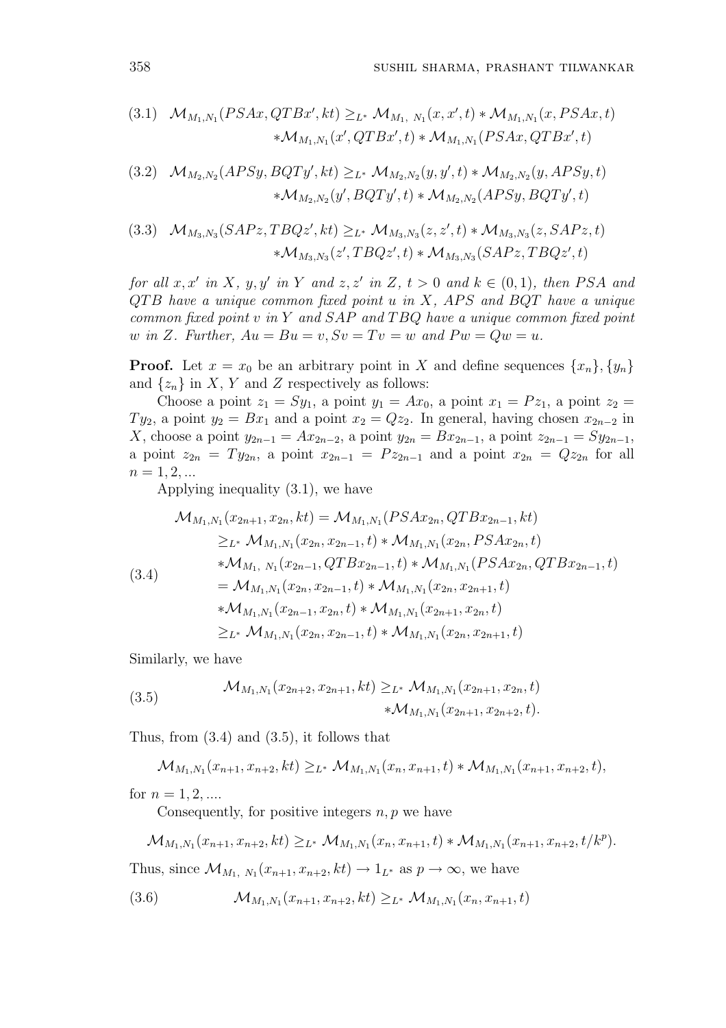$$
\begin{aligned}
(3.1)\quad \mathcal{M}_{M_1,N_1}(PSAx, QTBx', kt) \geq_{L^*} &\ \mathcal{M}_{M_1,\ N_1}(x, x', t) * \mathcal{M}_{M_1,N_1}(x, PSAx, t) \\
&* \mathcal{M}_{M_1,N_1}(x', QTBx', t) * \mathcal{M}_{M_1,N_1}(PSAx, QTBx', t)
\end{aligned}
$$

$$
\begin{aligned}
(3.2)\quad \mathcal{M}_{M_2,N_2}(APSy, BQTy', kt) \geq_{L^*} &\ \mathcal{M}_{M_2,N_2}(y, y', t) * \mathcal{M}_{M_2,N_2}(y, APSy, t) \\
&* \mathcal{M}_{M_2,N_2}(y', BQTy', t) * \mathcal{M}_{M_2,N_2}(APSy, BQTy', t)
\end{aligned}
$$

$$
\begin{aligned}
(3.3)\quad \mathcal{M}_{M_3,N_3}(SAPz, TBQz', kt) \geq_{L^*} &\ \mathcal{M}_{M_3,N_3}(z, z', t) * \mathcal{M}_{M_3,N_3}(z, SAPz, t) \\
&* \mathcal{M}_{M_3,N_3}(z', TBQz', t) * \mathcal{M}_{M_3,N_3}(SAPz, TBQz', t)
\end{aligned}
$$

*for all $x, x'$ in $X$, $y, y'$ in $Y$ and $z, z'$ in $Z$, $t > 0$ and $k \in (0, 1)$, then $PSA$ and $QTB$ have a unique common fixed point $u$ in $X$, $APS$ and $BQT$ have a unique common fixed point $v$ in $Y$ and $SAP$ and $TBQ$ have a unique common fixed point $w$ in $Z$. Further, $Au = Bu = v, Sv = Tv = w$ and $Pw = Qw = u$.*

**Proof.** Let $x = x_0$ be an arbitrary point in $X$ and define sequences $\{x_n\}, \{y_n\}$ and $\{z_n\}$ in $X$, $Y$ and $Z$ respectively as follows:

Choose a point $z_1 = Sy_1$, a point $y_1 = Ax_0$, a point $x_1 = Pz_1$, a point $z_2 = Ty_2$, a point $y_2 = Bx_1$ and a point $x_2 = Qz_2$. In general, having chosen $x_{2n-2}$ in $X$, choose a point $y_{2n-1} = Ax_{2n-2}$, a point $y_{2n} = Bx_{2n-1}$, a point $z_{2n-1} = Sy_{2n-1}$, a point $z_{2n} = Ty_{2n}$, a point $x_{2n-1} = Pz_{2n-1}$ and a point $x_{2n} = Qz_{2n}$ for all $n = 1, 2, ...$

Applying inequality (3.1), we have

$$
(3.4)\quad
\begin{aligned}
\mathcal{M}_{M_1,N_1}(x_{2n+1}, x_{2n}, kt) &= \mathcal{M}_{M_1,N_1}(PSAx_{2n}, QTBx_{2n-1}, kt) \\
&\geq_{L^*} \mathcal{M}_{M_1,N_1}(x_{2n}, x_{2n-1}, t) * \mathcal{M}_{M_1,N_1}(x_{2n}, PSAx_{2n}, t) \\
&\quad * \mathcal{M}_{M_1,\ N_1}(x_{2n-1}, QTBx_{2n-1}, t) * \mathcal{M}_{M_1,N_1}(PSAx_{2n}, QTBx_{2n-1}, t) \\
&= \mathcal{M}_{M_1,N_1}(x_{2n}, x_{2n-1}, t) * \mathcal{M}_{M_1,N_1}(x_{2n}, x_{2n+1}, t) \\
&\quad * \mathcal{M}_{M_1,N_1}(x_{2n-1}, x_{2n}, t) * \mathcal{M}_{M_1,N_1}(x_{2n+1}, x_{2n}, t) \\
&\geq_{L^*} \mathcal{M}_{M_1,N_1}(x_{2n}, x_{2n-1}, t) * \mathcal{M}_{M_1,N_1}(x_{2n}, x_{2n+1}, t)
\end{aligned}
$$

Similarly, we have

$$
(3.5)\quad
\begin{aligned}
\mathcal{M}_{M_1,N_1}(x_{2n+2}, x_{2n+1}, kt) \geq_{L^*} &\ \mathcal{M}_{M_1,N_1}(x_{2n+1}, x_{2n}, t) \\
&* \mathcal{M}_{M_1,N_1}(x_{2n+1}, x_{2n+2}, t).
\end{aligned}
$$

Thus, from (3.4) and (3.5), it follows that

$$
\mathcal{M}_{M_1,N_1}(x_{n+1}, x_{n+2}, kt) \geq_{L^*} \mathcal{M}_{M_1,N_1}(x_n, x_{n+1}, t) * \mathcal{M}_{M_1,N_1}(x_{n+1}, x_{n+2}, t),
$$

for $n = 1, 2, ....$

Consequently, for positive integers $n, p$ we have

$$
\mathcal{M}_{M_1,N_1}(x_{n+1}, x_{n+2}, kt) \geq_{L^*} \mathcal{M}_{M_1,N_1}(x_n, x_{n+1}, t) * \mathcal{M}_{M_1,N_1}(x_{n+1}, x_{n+2}, t/k^p).
$$

Thus, since $\mathcal{M}_{M_1,\ N_1}(x_{n+1}, x_{n+2}, kt) \to 1_{L^*}$ as $p \to \infty$, we have

$$
(3.6)\quad \mathcal{M}_{M_1,N_1}(x_{n+1}, x_{n+2}, kt) \geq_{L^*} \mathcal{M}_{M_1,N_1}(x_n, x_{n+1}, t)
$$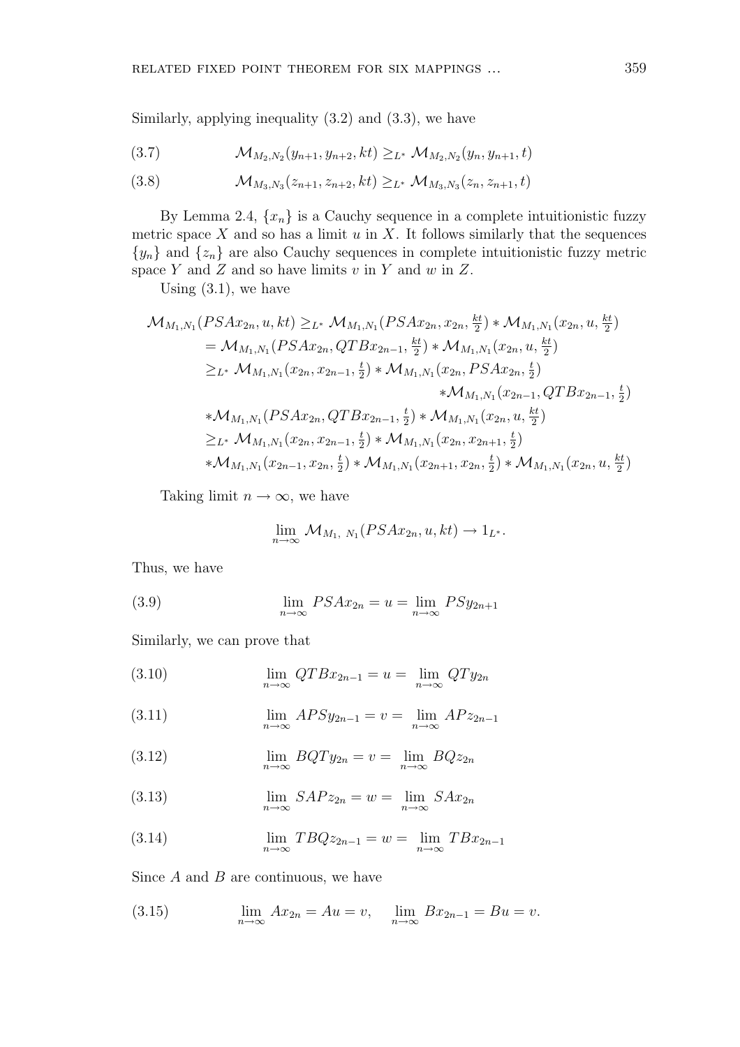Similarly, applying inequality (3.2) and (3.3), we have

$$\mathcal{M}_{M_2,N_2}(y_{n+1}, y_{n+2}, kt) \geq_{L^*} \mathcal{M}_{M_2,N_2}(y_n, y_{n+1}, t) \tag{3.7}$$

$$\mathcal{M}_{M_3,N_3}(z_{n+1}, z_{n+2}, kt) \geq_{L^*} \mathcal{M}_{M_3,N_3}(z_n, z_{n+1}, t) \tag{3.8}$$

By Lemma 2.4, $\{x_n\}$ is a Cauchy sequence in a complete intuitionistic fuzzy metric space $X$ and so has a limit $u$ in $X$. It follows similarly that the sequences $\{y_n\}$ and $\{z_n\}$ are also Cauchy sequences in complete intuitionistic fuzzy metric space $Y$ and $Z$ and so have limits $v$ in $Y$ and $w$ in $Z$.

Using (3.1), we have

$$\begin{aligned}
\mathcal{M}_{M_1,N_1}(PSAx_{2n}, u, kt) &\geq_{L^*} \mathcal{M}_{M_1,N_1}(PSAx_{2n}, x_{2n}, \tfrac{kt}{2}) * \mathcal{M}_{M_1,N_1}(x_{2n}, u, \tfrac{kt}{2}) \\
&= \mathcal{M}_{M_1,N_1}(PSAx_{2n}, QTBx_{2n-1}, \tfrac{kt}{2}) * \mathcal{M}_{M_1,N_1}(x_{2n}, u, \tfrac{kt}{2}) \\
&\geq_{L^*} \mathcal{M}_{M_1,N_1}(x_{2n}, x_{2n-1}, \tfrac{t}{2}) * \mathcal{M}_{M_1,N_1}(x_{2n}, PSAx_{2n}, \tfrac{t}{2}) \\
&\qquad * \mathcal{M}_{M_1,N_1}(x_{2n-1}, QTBx_{2n-1}, \tfrac{t}{2}) \\
&\quad * \mathcal{M}_{M_1,N_1}(PSAx_{2n}, QTBx_{2n-1}, \tfrac{t}{2}) * \mathcal{M}_{M_1,N_1}(x_{2n}, u, \tfrac{kt}{2}) \\
&\geq_{L^*} \mathcal{M}_{M_1,N_1}(x_{2n}, x_{2n-1}, \tfrac{t}{2}) * \mathcal{M}_{M_1,N_1}(x_{2n}, x_{2n+1}, \tfrac{t}{2}) \\
&\quad * \mathcal{M}_{M_1,N_1}(x_{2n-1}, x_{2n}, \tfrac{t}{2}) * \mathcal{M}_{M_1,N_1}(x_{2n+1}, x_{2n}, \tfrac{t}{2}) * \mathcal{M}_{M_1,N_1}(x_{2n}, u, \tfrac{kt}{2})
\end{aligned}$$

Taking limit $n \to \infty$, we have

$$\lim_{n\to\infty} \mathcal{M}_{M_1,\ N_1}(PSAx_{2n}, u, kt) \to 1_{L^*}.$$

Thus, we have

$$\lim_{n\to\infty} PSAx_{2n} = u = \lim_{n\to\infty} PSy_{2n+1} \tag{3.9}$$

Similarly, we can prove that

$$\lim_{n\to\infty} QTBx_{2n-1} = u = \lim_{n\to\infty} QTy_{2n} \tag{3.10}$$

$$\lim_{n\to\infty} APSy_{2n-1} = v = \lim_{n\to\infty} APz_{2n-1} \tag{3.11}$$

$$\lim_{n\to\infty} BQTy_{2n} = v = \lim_{n\to\infty} BQz_{2n} \tag{3.12}$$

$$\lim_{n\to\infty} SAPz_{2n} = w = \lim_{n\to\infty} SAx_{2n} \tag{3.13}$$

$$\lim_{n\to\infty} TBQz_{2n-1} = w = \lim_{n\to\infty} TBx_{2n-1} \tag{3.14}$$

Since $A$ and $B$ are continuous, we have

$$\lim_{n\to\infty} Ax_{2n} = Au = v, \quad \lim_{n\to\infty} Bx_{2n-1} = Bu = v. \tag{3.15}$$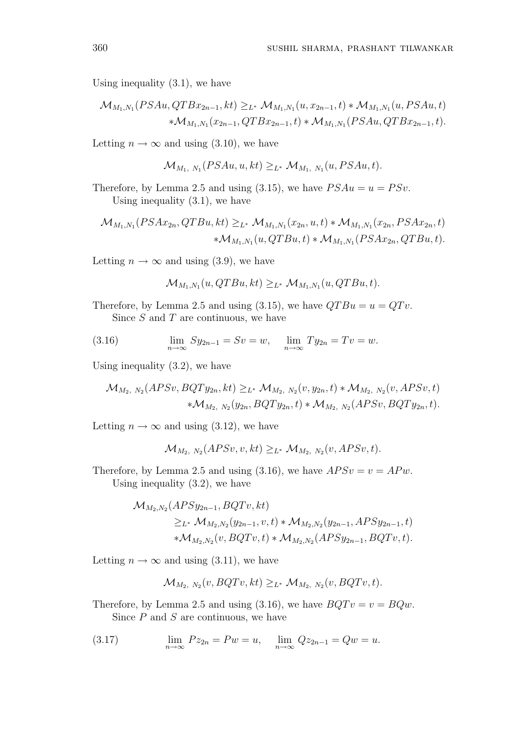Using inequality (3.1), we have

$$\mathcal{M}_{M_1,N_1}(PSAu, QTBx_{2n-1}, kt) \geq_{L^*} \mathcal{M}_{M_1,N_1}(u, x_{2n-1}, t) * \mathcal{M}_{M_1,N_1}(u, PSAu, t)$$
$$* \mathcal{M}_{M_1,N_1}(x_{2n-1}, QTBx_{2n-1}, t) * \mathcal{M}_{M_1,N_1}(PSAu, QTBx_{2n-1}, t).$$

Letting $n \to \infty$ and using (3.10), we have

$$\mathcal{M}_{M_1,\ N_1}(PSAu, u, kt) \geq_{L^*} \mathcal{M}_{M_1,\ N_1}(u, PSAu, t).$$

Therefore, by Lemma 2.5 and using (3.15), we have $PSAu = u = PSv$.

Using inequality (3.1), we have

$$\mathcal{M}_{M_1,N_1}(PSAx_{2n}, QTBu, kt) \geq_{L^*} \mathcal{M}_{M_1,N_1}(x_{2n}, u, t) * \mathcal{M}_{M_1,N_1}(x_{2n}, PSAx_{2n}, t)$$
$$* \mathcal{M}_{M_1,N_1}(u, QTBu, t) * \mathcal{M}_{M_1,N_1}(PSAx_{2n}, QTBu, t).$$

Letting $n \to \infty$ and using (3.9), we have

$$\mathcal{M}_{M_1,N_1}(u, QTBu, kt) \geq_{L^*} \mathcal{M}_{M_1,N_1}(u, QTBu, t).$$

Therefore, by Lemma 2.5 and using (3.15), we have $QTBu = u = QTv$.

Since $S$ and $T$ are continuous, we have

$$\lim_{n\to\infty} Sy_{2n-1} = Sv = w, \quad \lim_{n\to\infty} Ty_{2n} = Tv = w. \tag{3.16}$$

Using inequality (3.2), we have

$$\mathcal{M}_{M_2,\ N_2}(APSv, BQTy_{2n}, kt) \geq_{L^*} \mathcal{M}_{M_2,\ N_2}(v, y_{2n}, t) * \mathcal{M}_{M_2,\ N_2}(v, APSv, t)$$
$$* \mathcal{M}_{M_2,\ N_2}(y_{2n}, BQTy_{2n}, t) * \mathcal{M}_{M_2,\ N_2}(APSv, BQTy_{2n}, t).$$

Letting $n \to \infty$ and using (3.12), we have

$$\mathcal{M}_{M_2,\ N_2}(APSv, v, kt) \geq_{L^*} \mathcal{M}_{M_2,\ N_2}(v, APSv, t).$$

Therefore, by Lemma 2.5 and using (3.16), we have $APSv = v = APw$.

Using inequality (3.2), we have

$$\mathcal{M}_{M_2,N_2}(APSy_{2n-1}, BQTv, kt)$$
$$\geq_{L^*} \mathcal{M}_{M_2,N_2}(y_{2n-1}, v, t) * \mathcal{M}_{M_2,N_2}(y_{2n-1}, APSy_{2n-1}, t)$$
$$* \mathcal{M}_{M_2,N_2}(v, BQTv, t) * \mathcal{M}_{M_2,N_2}(APSy_{2n-1}, BQTv, t).$$

Letting $n \to \infty$ and using (3.11), we have

$$\mathcal{M}_{M_2,\ N_2}(v, BQTv, kt) \geq_{L^*} \mathcal{M}_{M_2,\ N_2}(v, BQTv, t).$$

Therefore, by Lemma 2.5 and using (3.16), we have $BQTv = v = BQw$.

Since $P$ and $S$ are continuous, we have

$$\lim_{n\to\infty} Pz_{2n} = Pw = u, \quad \lim_{n\to\infty} Qz_{2n-1} = Qw = u. \tag{3.17}$$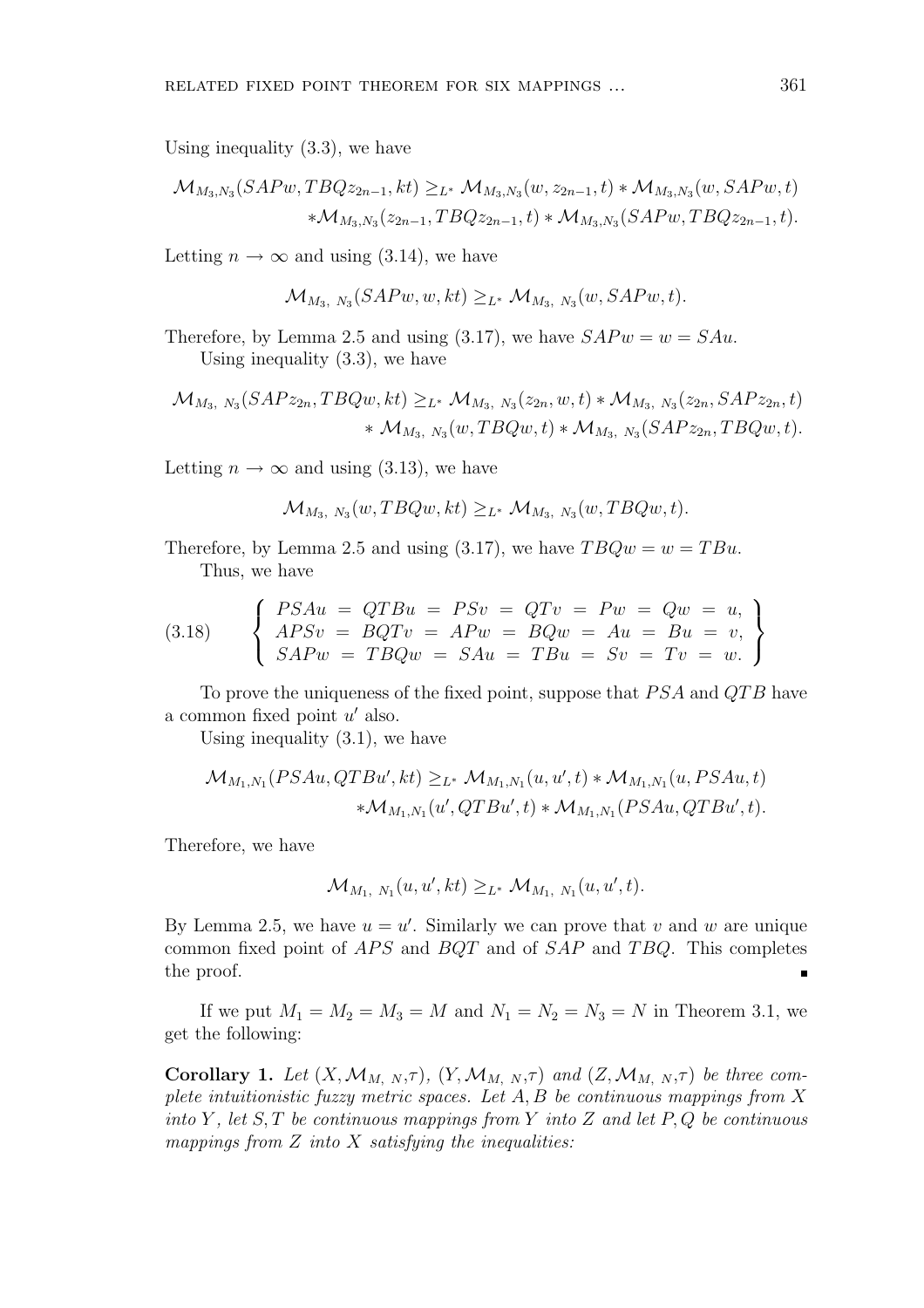Using inequality (3.3), we have

$$\mathcal{M}_{M_3,N_3}(SAPw, TBQz_{2n-1}, kt) \geq_{L^*} \mathcal{M}_{M_3,N_3}(w, z_{2n-1}, t) * \mathcal{M}_{M_3,N_3}(w, SAPw, t) * \mathcal{M}_{M_3,N_3}(z_{2n-1}, TBQz_{2n-1}, t) * \mathcal{M}_{M_3,N_3}(SAPw, TBQz_{2n-1}, t).$$

Letting $n \to \infty$ and using (3.14), we have

$$\mathcal{M}_{M_3,\ N_3}(SAPw, w, kt) \geq_{L^*} \mathcal{M}_{M_3,\ N_3}(w, SAPw, t).$$

Therefore, by Lemma 2.5 and using (3.17), we have $SAPw = w = SAu$.

Using inequality (3.3), we have

$$\mathcal{M}_{M_3,\ N_3}(SAPz_{2n}, TBQw, kt) \geq_{L^*} \mathcal{M}_{M_3,\ N_3}(z_{2n}, w, t) * \mathcal{M}_{M_3,\ N_3}(z_{2n}, SAPz_{2n}, t) * \mathcal{M}_{M_3,\ N_3}(w, TBQw, t) * \mathcal{M}_{M_3,\ N_3}(SAPz_{2n}, TBQw, t).$$

Letting $n \to \infty$ and using (3.13), we have

$$\mathcal{M}_{M_3,\ N_3}(w, TBQw, kt) \geq_{L^*} \mathcal{M}_{M_3,\ N_3}(w, TBQw, t).$$

Therefore, by Lemma 2.5 and using (3.17), we have $TBQw = w = TBu$.

Thus, we have

$$(3.18) \qquad \left\{ \begin{array}{l} PSAu = QTBu = PSv = QTv = Pw = Qw = u, \\ APSv = BQTv = APw = BQw = Au = Bu = v, \\ SAPw = TBQw = SAu = TBu = Sv = Tv = w. \end{array} \right\}$$

To prove the uniqueness of the fixed point, suppose that $PSA$ and $QTB$ have a common fixed point $u'$ also.

Using inequality (3.1), we have

$$\mathcal{M}_{M_1,N_1}(PSAu, QTBu', kt) \geq_{L^*} \mathcal{M}_{M_1,N_1}(u, u', t) * \mathcal{M}_{M_1,N_1}(u, PSAu, t) * \mathcal{M}_{M_1,N_1}(u', QTBu', t) * \mathcal{M}_{M_1,N_1}(PSAu, QTBu', t).$$

Therefore, we have

$$\mathcal{M}_{M_1,\ N_1}(u, u', kt) \geq_{L^*} \mathcal{M}_{M_1,\ N_1}(u, u', t).$$

By Lemma 2.5, we have $u = u'$. Similarly we can prove that $v$ and $w$ are unique common fixed point of $APS$ and $BQT$ and of $SAP$ and $TBQ$. This completes the proof. ∎

If we put $M_1 = M_2 = M_3 = M$ and $N_1 = N_2 = N_3 = N$ in Theorem 3.1, we get the following:

**Corollary 1.** *Let $(X, \mathcal{M}_{M,\ N}, \tau)$, $(Y, \mathcal{M}_{M,\ N}, \tau)$ and $(Z, \mathcal{M}_{M,\ N}, \tau)$ be three complete intuitionistic fuzzy metric spaces. Let $A, B$ be continuous mappings from $X$ into $Y$, let $S, T$ be continuous mappings from $Y$ into $Z$ and let $P, Q$ be continuous mappings from $Z$ into $X$ satisfying the inequalities:*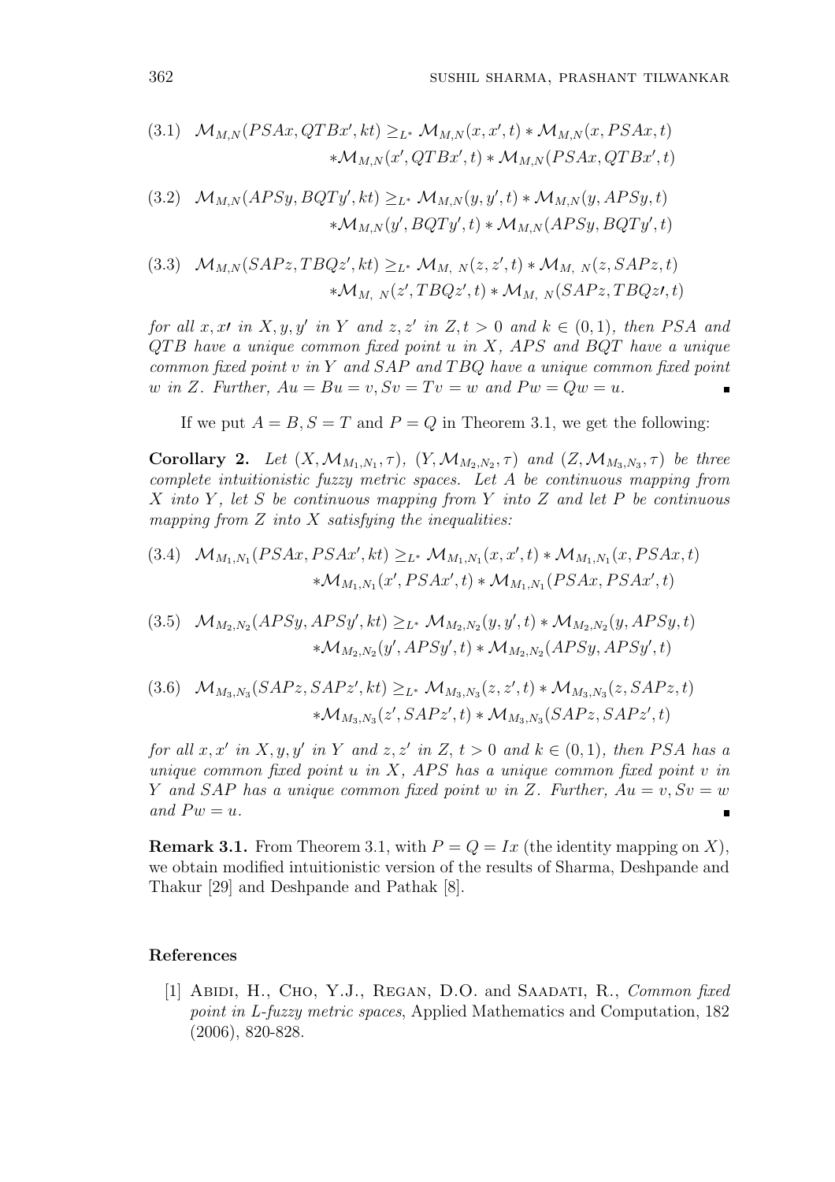$$\begin{aligned}(3.1)\quad \mathcal{M}_{M,N}(PSAx, QTBx', kt) \geq_{L^*} & \mathcal{M}_{M,N}(x, x', t) * \mathcal{M}_{M,N}(x, PSAx, t) \\ & * \mathcal{M}_{M,N}(x', QTBx', t) * \mathcal{M}_{M,N}(PSAx, QTBx', t)\end{aligned}$$

$$\begin{aligned}(3.2)\quad \mathcal{M}_{M,N}(APSy, BQTy', kt) \geq_{L^*} & \mathcal{M}_{M,N}(y, y', t) * \mathcal{M}_{M,N}(y, APSy, t) \\ & * \mathcal{M}_{M,N}(y', BQTy', t) * \mathcal{M}_{M,N}(APSy, BQTy', t)\end{aligned}$$

$$\begin{aligned}(3.3)\quad \mathcal{M}_{M,N}(SAPz, TBQz', kt) \geq_{L^*} & \mathcal{M}_{M,\ N}(z, z', t) * \mathcal{M}_{M,\ N}(z, SAPz, t) \\ & * \mathcal{M}_{M,\ N}(z', TBQz', t) * \mathcal{M}_{M,\ N}(SAPz, TBQz', t)\end{aligned}$$

*for all $x, x'$ in $X, y, y'$ in $Y$ and $z, z'$ in $Z, t > 0$ and $k \in (0, 1)$, then $PSA$ and $QTB$ have a unique common fixed point $u$ in $X$, $APS$ and $BQT$ have a unique common fixed point $v$ in $Y$ and $SAP$ and $TBQ$ have a unique common fixed point $w$ in $Z$. Further, $Au = Bu = v, Sv = Tv = w$ and $Pw = Qw = u$.* ∎

If we put $A = B, S = T$ and $P = Q$ in Theorem 3.1, we get the following:

**Corollary 2.** *Let $(X, \mathcal{M}_{M_1,N_1}, \tau)$, $(Y, \mathcal{M}_{M_2,N_2}, \tau)$ and $(Z, \mathcal{M}_{M_3,N_3}, \tau)$ be three complete intuitionistic fuzzy metric spaces. Let $A$ be continuous mapping from $X$ into $Y$, let $S$ be continuous mapping from $Y$ into $Z$ and let $P$ be continuous mapping from $Z$ into $X$ satisfying the inequalities:*

$$\begin{aligned}(3.4)\quad \mathcal{M}_{M_1,N_1}(PSAx, PSAx', kt) \geq_{L^*} & \mathcal{M}_{M_1,N_1}(x, x', t) * \mathcal{M}_{M_1,N_1}(x, PSAx, t) \\ & * \mathcal{M}_{M_1,N_1}(x', PSAx', t) * \mathcal{M}_{M_1,N_1}(PSAx, PSAx', t)\end{aligned}$$

$$\begin{aligned}(3.5)\quad \mathcal{M}_{M_2,N_2}(APSy, APSy', kt) \geq_{L^*} & \mathcal{M}_{M_2,N_2}(y, y', t) * \mathcal{M}_{M_2,N_2}(y, APSy, t) \\ & * \mathcal{M}_{M_2,N_2}(y', APSy', t) * \mathcal{M}_{M_2,N_2}(APSy, APSy', t)\end{aligned}$$

$$\begin{aligned}(3.6)\quad \mathcal{M}_{M_3,N_3}(SAPz, SAPz', kt) \geq_{L^*} & \mathcal{M}_{M_3,N_3}(z, z', t) * \mathcal{M}_{M_3,N_3}(z, SAPz, t) \\ & * \mathcal{M}_{M_3,N_3}(z', SAPz', t) * \mathcal{M}_{M_3,N_3}(SAPz, SAPz', t)\end{aligned}$$

*for all $x, x'$ in $X, y, y'$ in $Y$ and $z, z'$ in $Z$, $t > 0$ and $k \in (0, 1)$, then $PSA$ has a unique common fixed point $u$ in $X$, $APS$ has a unique common fixed point $v$ in $Y$ and $SAP$ has a unique common fixed point $w$ in $Z$. Further, $Au = v, Sv = w$ and $Pw = u$.* ∎

**Remark 3.1.** From Theorem 3.1, with $P = Q = Ix$ (the identity mapping on $X$), we obtain modified intuitionistic version of the results of Sharma, Deshpande and Thakur [29] and Deshpande and Pathak [8].

## References

[1] Abidi, H., Cho, Y.J., Regan, D.O. and Saadati, R., *Common fixed point in L-fuzzy metric spaces*, Applied Mathematics and Computation, 182 (2006), 820-828.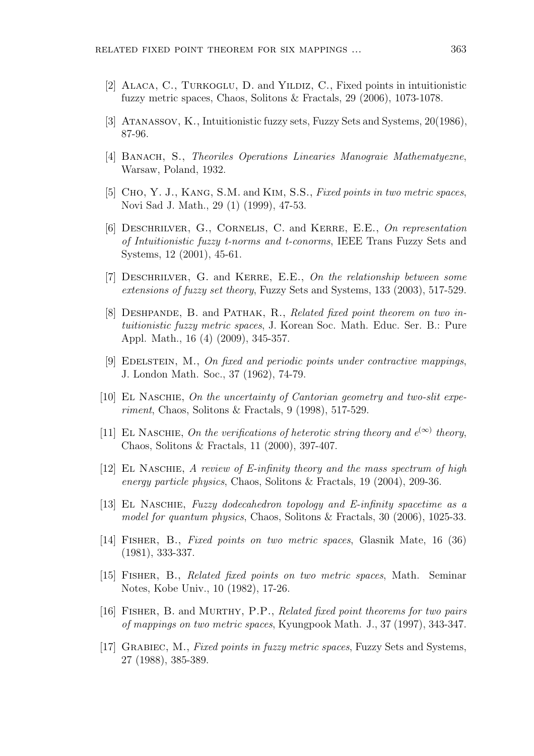[2] Alaca, C., Turkoglu, D. and Yildiz, C., Fixed points in intuitionistic fuzzy metric spaces, Chaos, Solitons & Fractals, 29 (2006), 1073-1078.

[3] Atanassov, K., Intuitionistic fuzzy sets, Fuzzy Sets and Systems, 20(1986), 87-96.

[4] Banach, S., *Theoriles Operations Linearies Manograie Mathematyezne*, Warsaw, Poland, 1932.

[5] Cho, Y. J., Kang, S.M. and Kim, S.S., *Fixed points in two metric spaces*, Novi Sad J. Math., 29 (1) (1999), 47-53.

[6] Deschrilver, G., Cornelis, C. and Kerre, E.E., *On representation of Intuitionistic fuzzy t-norms and t-conorms*, IEEE Trans Fuzzy Sets and Systems, 12 (2001), 45-61.

[7] Deschrilver, G. and Kerre, E.E., *On the relationship between some extensions of fuzzy set theory*, Fuzzy Sets and Systems, 133 (2003), 517-529.

[8] Deshpande, B. and Pathak, R., *Related fixed point theorem on two intuitionistic fuzzy metric spaces*, J. Korean Soc. Math. Educ. Ser. B.: Pure Appl. Math., 16 (4) (2009), 345-357.

[9] Edelstein, M., *On fixed and periodic points under contractive mappings*, J. London Math. Soc., 37 (1962), 74-79.

[10] El Naschie, *On the uncertainty of Cantorian geometry and two-slit experiment*, Chaos, Solitons & Fractals, 9 (1998), 517-529.

[11] El Naschie, *On the verifications of heterotic string theory and $e^{(\infty)}$ theory*, Chaos, Solitons & Fractals, 11 (2000), 397-407.

[12] El Naschie, *A review of E-infinity theory and the mass spectrum of high energy particle physics*, Chaos, Solitons & Fractals, 19 (2004), 209-36.

[13] El Naschie, *Fuzzy dodecahedron topology and E-infinity spacetime as a model for quantum physics*, Chaos, Solitons & Fractals, 30 (2006), 1025-33.

[14] Fisher, B., *Fixed points on two metric spaces*, Glasnik Mate, 16 (36) (1981), 333-337.

[15] Fisher, B., *Related fixed points on two metric spaces*, Math. Seminar Notes, Kobe Univ., 10 (1982), 17-26.

[16] Fisher, B. and Murthy, P.P., *Related fixed point theorems for two pairs of mappings on two metric spaces*, Kyungpook Math. J., 37 (1997), 343-347.

[17] Grabiec, M., *Fixed points in fuzzy metric spaces*, Fuzzy Sets and Systems, 27 (1988), 385-389.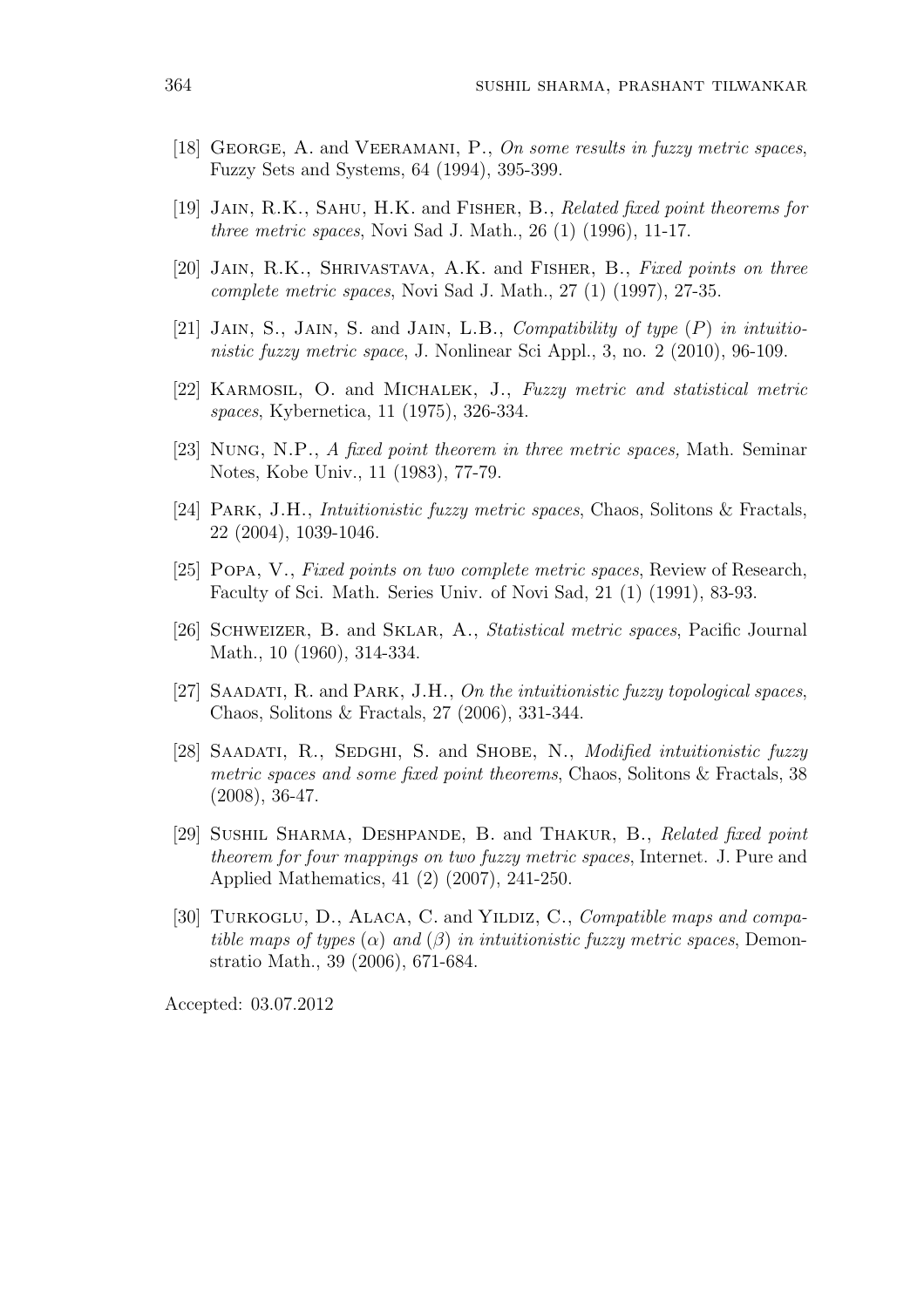[18] George, A. and Veeramani, P., *On some results in fuzzy metric spaces*, Fuzzy Sets and Systems, 64 (1994), 395-399.

[19] Jain, R.K., Sahu, H.K. and Fisher, B., *Related fixed point theorems for three metric spaces*, Novi Sad J. Math., 26 (1) (1996), 11-17.

[20] Jain, R.K., Shrivastava, A.K. and Fisher, B., *Fixed points on three complete metric spaces*, Novi Sad J. Math., 27 (1) (1997), 27-35.

[21] Jain, S., Jain, S. and Jain, L.B., *Compatibility of type* $(P)$ *in intuitionistic fuzzy metric space*, J. Nonlinear Sci Appl., 3, no. 2 (2010), 96-109.

[22] Karmosil, O. and Michalek, J., *Fuzzy metric and statistical metric spaces*, Kybernetica, 11 (1975), 326-334.

[23] Nung, N.P., *A fixed point theorem in three metric spaces,* Math. Seminar Notes, Kobe Univ., 11 (1983), 77-79.

[24] Park, J.H., *Intuitionistic fuzzy metric spaces*, Chaos, Solitons & Fractals, 22 (2004), 1039-1046.

[25] Popa, V., *Fixed points on two complete metric spaces*, Review of Research, Faculty of Sci. Math. Series Univ. of Novi Sad, 21 (1) (1991), 83-93.

[26] Schweizer, B. and Sklar, A., *Statistical metric spaces*, Pacific Journal Math., 10 (1960), 314-334.

[27] Saadati, R. and Park, J.H., *On the intuitionistic fuzzy topological spaces*, Chaos, Solitons & Fractals, 27 (2006), 331-344.

[28] Saadati, R., Sedghi, S. and Shobe, N., *Modified intuitionistic fuzzy metric spaces and some fixed point theorems*, Chaos, Solitons & Fractals, 38 (2008), 36-47.

[29] Sushil Sharma, Deshpande, B. and Thakur, B., *Related fixed point theorem for four mappings on two fuzzy metric spaces*, Internet. J. Pure and Applied Mathematics, 41 (2) (2007), 241-250.

[30] Turkoglu, D., Alaca, C. and Yildiz, C., *Compatible maps and compatible maps of types* $(\alpha)$ *and* $(\beta)$ *in intuitionistic fuzzy metric spaces*, Demonstratio Math., 39 (2006), 671-684.

Accepted: 03.07.2012